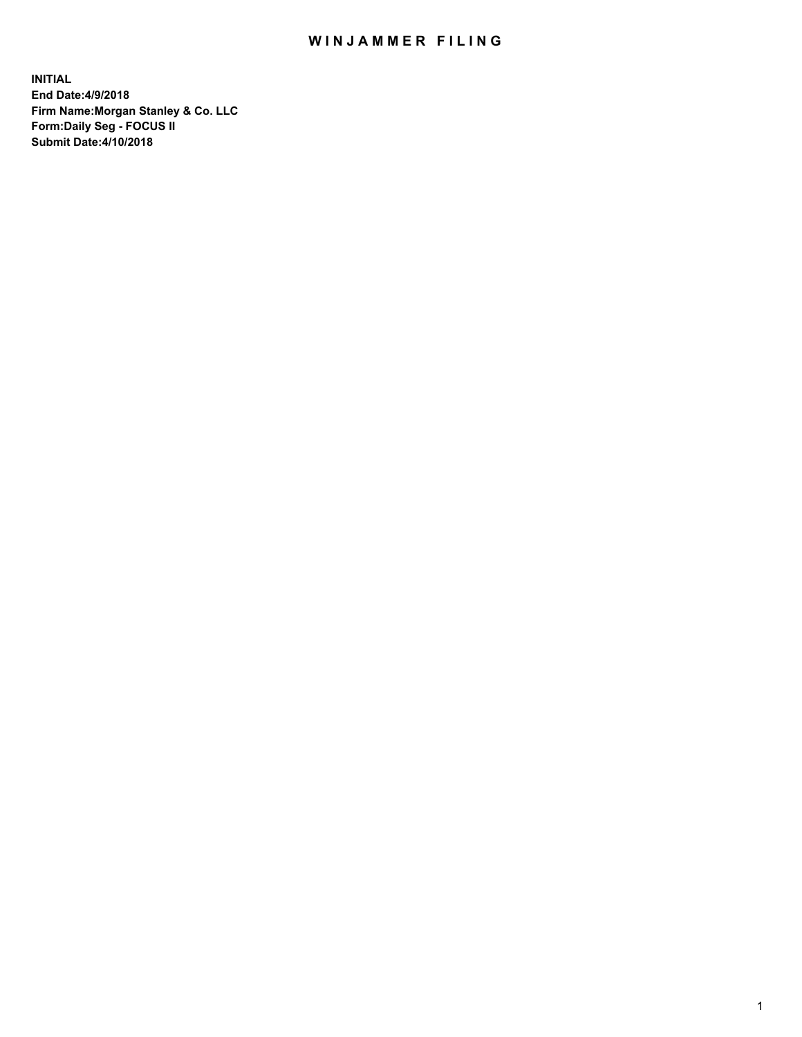# WINJAMMER FILING

**INITIAL**
**End Date:4/9/2018**
**Firm Name:Morgan Stanley & Co. LLC**
**Form:Daily Seg - FOCUS II**
**Submit Date:4/10/2018**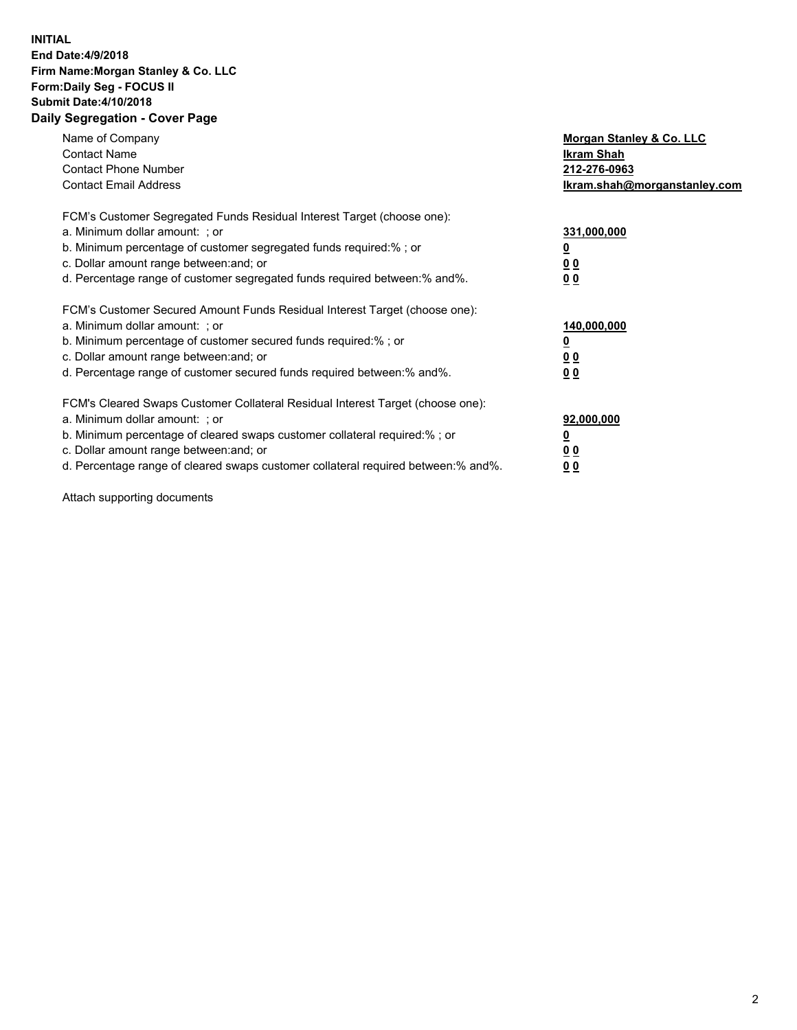**INITIAL**
**End Date:4/9/2018**
**Firm Name:Morgan Stanley & Co. LLC**
**Form:Daily Seg - FOCUS II**
**Submit Date:4/10/2018**
**Daily Segregation - Cover Page**

| | |
|---|---|
| Name of Company | **Morgan Stanley & Co. LLC** |
| Contact Name | **Ikram Shah** |
| Contact Phone Number | **212-276-0963** |
| Contact Email Address | **Ikram.shah@morganstanley.com** |

| | |
|---|---|
| FCM's Customer Segregated Funds Residual Interest Target (choose one): | |
| a. Minimum dollar amount: ; or | **331,000,000** |
| b. Minimum percentage of customer segregated funds required:% ; or | **0** |
| c. Dollar amount range between:and; or | **0 0** |
| d. Percentage range of customer segregated funds required between:% and%. | **0 0** |
| FCM's Customer Secured Amount Funds Residual Interest Target (choose one): | |
| a. Minimum dollar amount: ; or | **140,000,000** |
| b. Minimum percentage of customer secured funds required:% ; or | **0** |
| c. Dollar amount range between:and; or | **0 0** |
| d. Percentage range of customer secured funds required between:% and%. | **0 0** |
| FCM's Cleared Swaps Customer Collateral Residual Interest Target (choose one): | |
| a. Minimum dollar amount: ; or | **92,000,000** |
| b. Minimum percentage of cleared swaps customer collateral required:% ; or | **0** |
| c. Dollar amount range between:and; or | **0 0** |
| d. Percentage range of cleared swaps customer collateral required between:% and%. | **0 0** |

Attach supporting documents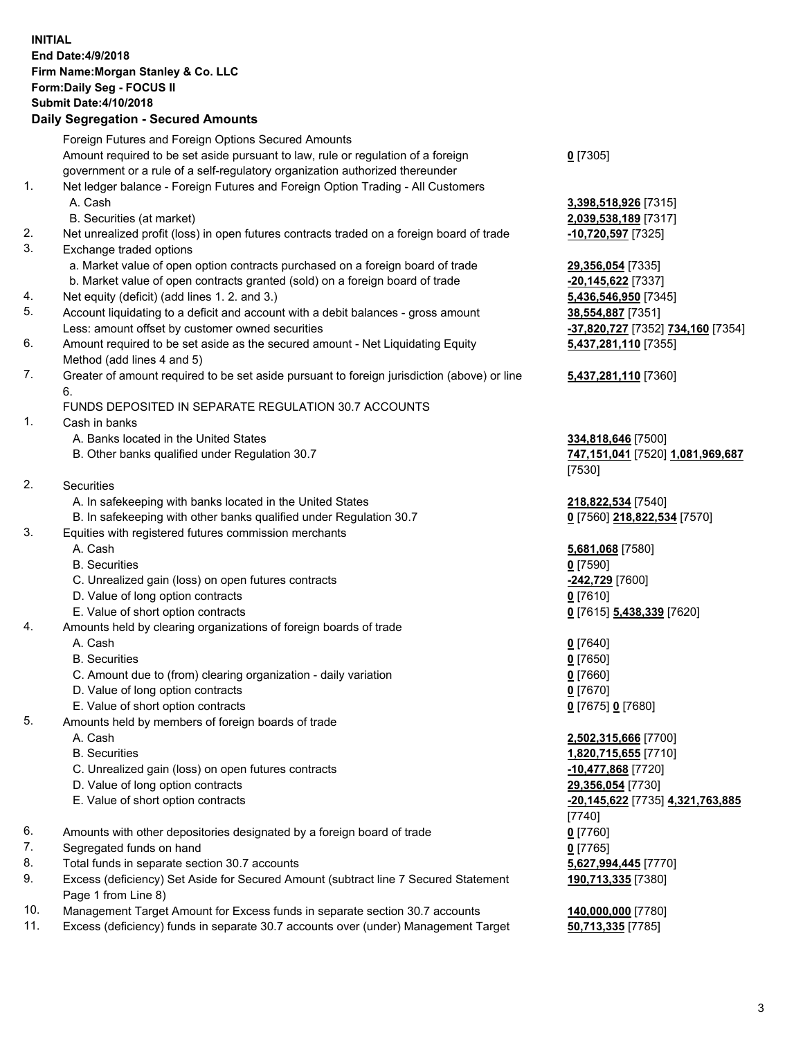**INITIAL**
**End Date:4/9/2018**
**Firm Name:Morgan Stanley & Co. LLC**
**Form:Daily Seg - FOCUS II**
**Submit Date:4/10/2018**

## Daily Segregation - Secured Amounts

| | | |
|---|---|---|
| | Foreign Futures and Foreign Options Secured Amounts | |
| | Amount required to be set aside pursuant to law, rule or regulation of a foreign government or a rule of a self-regulatory organization authorized thereunder | **0** [7305] |
| 1. | Net ledger balance - Foreign Futures and Foreign Option Trading - All Customers | |
| | A. Cash | **3,398,518,926** [7315] |
| | B. Securities (at market) | **2,039,538,189** [7317] |
| 2. | Net unrealized profit (loss) in open futures contracts traded on a foreign board of trade | **-10,720,597** [7325] |
| 3. | Exchange traded options | |
| | a. Market value of open option contracts purchased on a foreign board of trade | **29,356,054** [7335] |
| | b. Market value of open contracts granted (sold) on a foreign board of trade | **-20,145,622** [7337] |
| 4. | Net equity (deficit) (add lines 1. 2. and 3.) | **5,436,546,950** [7345] |
| 5. | Account liquidating to a deficit and account with a debit balances - gross amount | **38,554,887** [7351] |
| | Less: amount offset by customer owned securities | **-37,820,727** [7352] **734,160** [7354] |
| 6. | Amount required to be set aside as the secured amount - Net Liquidating Equity Method (add lines 4 and 5) | **5,437,281,110** [7355] |
| 7. | Greater of amount required to be set aside pursuant to foreign jurisdiction (above) or line 6. | **5,437,281,110** [7360] |
| | FUNDS DEPOSITED IN SEPARATE REGULATION 30.7 ACCOUNTS | |
| 1. | Cash in banks | |
| | A. Banks located in the United States | **334,818,646** [7500] |
| | B. Other banks qualified under Regulation 30.7 | **747,151,041** [7520] **1,081,969,687** [7530] |
| 2. | Securities | |
| | A. In safekeeping with banks located in the United States | **218,822,534** [7540] |
| | B. In safekeeping with other banks qualified under Regulation 30.7 | **0** [7560] **218,822,534** [7570] |
| 3. | Equities with registered futures commission merchants | |
| | A. Cash | **5,681,068** [7580] |
| | B. Securities | **0** [7590] |
| | C. Unrealized gain (loss) on open futures contracts | **-242,729** [7600] |
| | D. Value of long option contracts | **0** [7610] |
| | E. Value of short option contracts | **0** [7615] **5,438,339** [7620] |
| 4. | Amounts held by clearing organizations of foreign boards of trade | |
| | A. Cash | **0** [7640] |
| | B. Securities | **0** [7650] |
| | C. Amount due to (from) clearing organization - daily variation | **0** [7660] |
| | D. Value of long option contracts | **0** [7670] |
| | E. Value of short option contracts | **0** [7675] **0** [7680] |
| 5. | Amounts held by members of foreign boards of trade | |
| | A. Cash | **2,502,315,666** [7700] |
| | B. Securities | **1,820,715,655** [7710] |
| | C. Unrealized gain (loss) on open futures contracts | **-10,477,868** [7720] |
| | D. Value of long option contracts | **29,356,054** [7730] |
| | E. Value of short option contracts | **-20,145,622** [7735] **4,321,763,885** [7740] |
| 6. | Amounts with other depositories designated by a foreign board of trade | **0** [7760] |
| 7. | Segregated funds on hand | **0** [7765] |
| 8. | Total funds in separate section 30.7 accounts | **5,627,994,445** [7770] |
| 9. | Excess (deficiency) Set Aside for Secured Amount (subtract line 7 Secured Statement Page 1 from Line 8) | **190,713,335** [7380] |
| 10. | Management Target Amount for Excess funds in separate section 30.7 accounts | **140,000,000** [7780] |
| 11. | Excess (deficiency) funds in separate 30.7 accounts over (under) Management Target | **50,713,335** [7785] |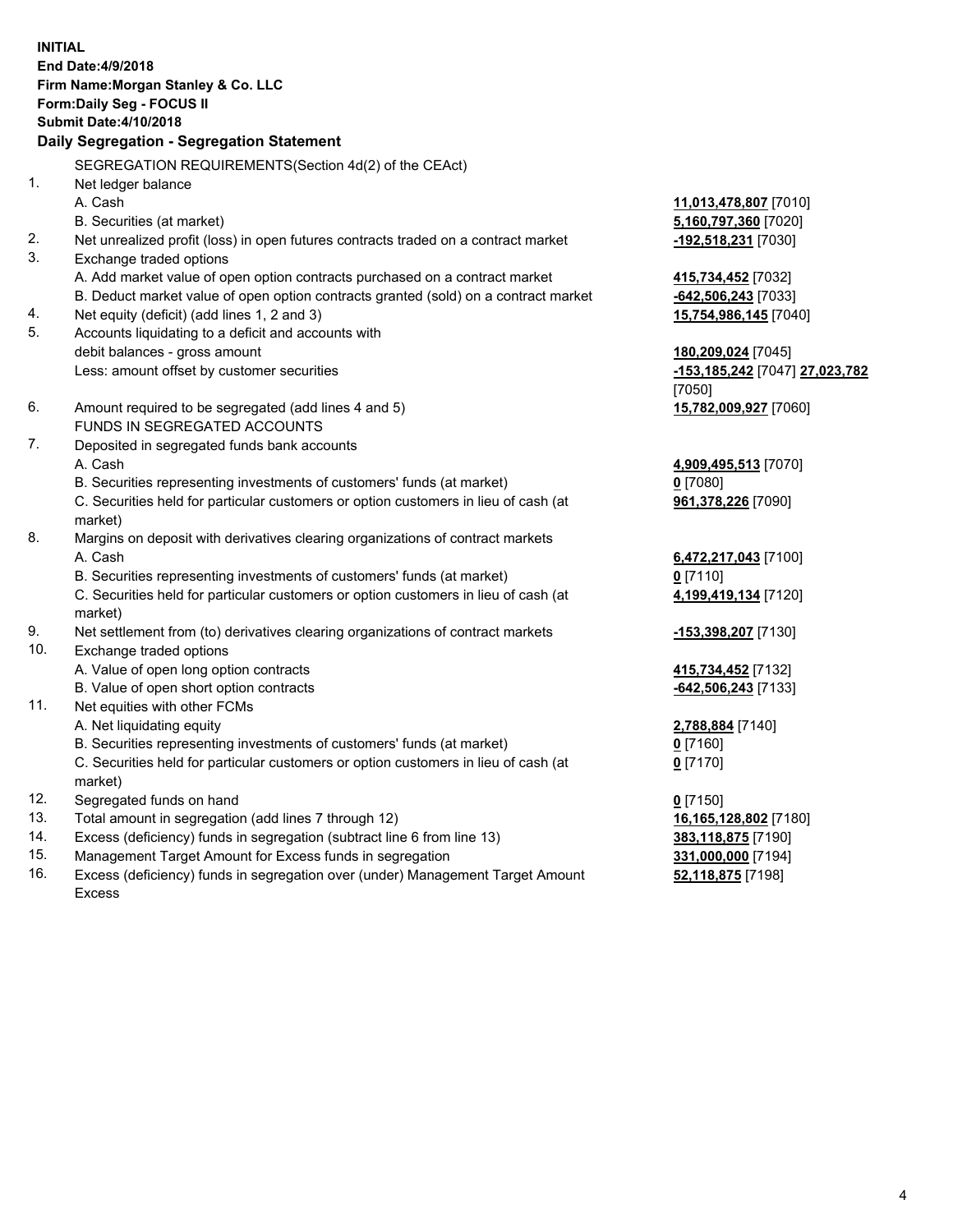**INITIAL**
**End Date:4/9/2018**
**Firm Name:Morgan Stanley & Co. LLC**
**Form:Daily Seg - FOCUS II**
**Submit Date:4/10/2018**
**Daily Segregation - Segregation Statement**

SEGREGATION REQUIREMENTS(Section 4d(2) of the CEAct)

| | | |
|---|---|---|
| 1. | Net ledger balance | |
| | A. Cash | **11,013,478,807** [7010] |
| | B. Securities (at market) | **5,160,797,360** [7020] |
| 2. | Net unrealized profit (loss) in open futures contracts traded on a contract market | **-192,518,231** [7030] |
| 3. | Exchange traded options | |
| | A. Add market value of open option contracts purchased on a contract market | **415,734,452** [7032] |
| | B. Deduct market value of open option contracts granted (sold) on a contract market | **-642,506,243** [7033] |
| 4. | Net equity (deficit) (add lines 1, 2 and 3) | **15,754,986,145** [7040] |
| 5. | Accounts liquidating to a deficit and accounts with debit balances - gross amount | **180,209,024** [7045] |
| | Less: amount offset by customer securities | **-153,185,242** [7047] **27,023,782** [7050] |
| 6. | Amount required to be segregated (add lines 4 and 5) | **15,782,009,927** [7060] |
| | FUNDS IN SEGREGATED ACCOUNTS | |
| 7. | Deposited in segregated funds bank accounts | |
| | A. Cash | **4,909,495,513** [7070] |
| | B. Securities representing investments of customers' funds (at market) | **0** [7080] |
| | C. Securities held for particular customers or option customers in lieu of cash (at market) | **961,378,226** [7090] |
| 8. | Margins on deposit with derivatives clearing organizations of contract markets | |
| | A. Cash | **6,472,217,043** [7100] |
| | B. Securities representing investments of customers' funds (at market) | **0** [7110] |
| | C. Securities held for particular customers or option customers in lieu of cash (at market) | **4,199,419,134** [7120] |
| 9. | Net settlement from (to) derivatives clearing organizations of contract markets | **-153,398,207** [7130] |
| 10. | Exchange traded options | |
| | A. Value of open long option contracts | **415,734,452** [7132] |
| | B. Value of open short option contracts | **-642,506,243** [7133] |
| 11. | Net equities with other FCMs | |
| | A. Net liquidating equity | **2,788,884** [7140] |
| | B. Securities representing investments of customers' funds (at market) | **0** [7160] |
| | C. Securities held for particular customers or option customers in lieu of cash (at market) | **0** [7170] |
| 12. | Segregated funds on hand | **0** [7150] |
| 13. | Total amount in segregation (add lines 7 through 12) | **16,165,128,802** [7180] |
| 14. | Excess (deficiency) funds in segregation (subtract line 6 from line 13) | **383,118,875** [7190] |
| 15. | Management Target Amount for Excess funds in segregation | **331,000,000** [7194] |
| 16. | Excess (deficiency) funds in segregation over (under) Management Target Amount Excess | **52,118,875** [7198] |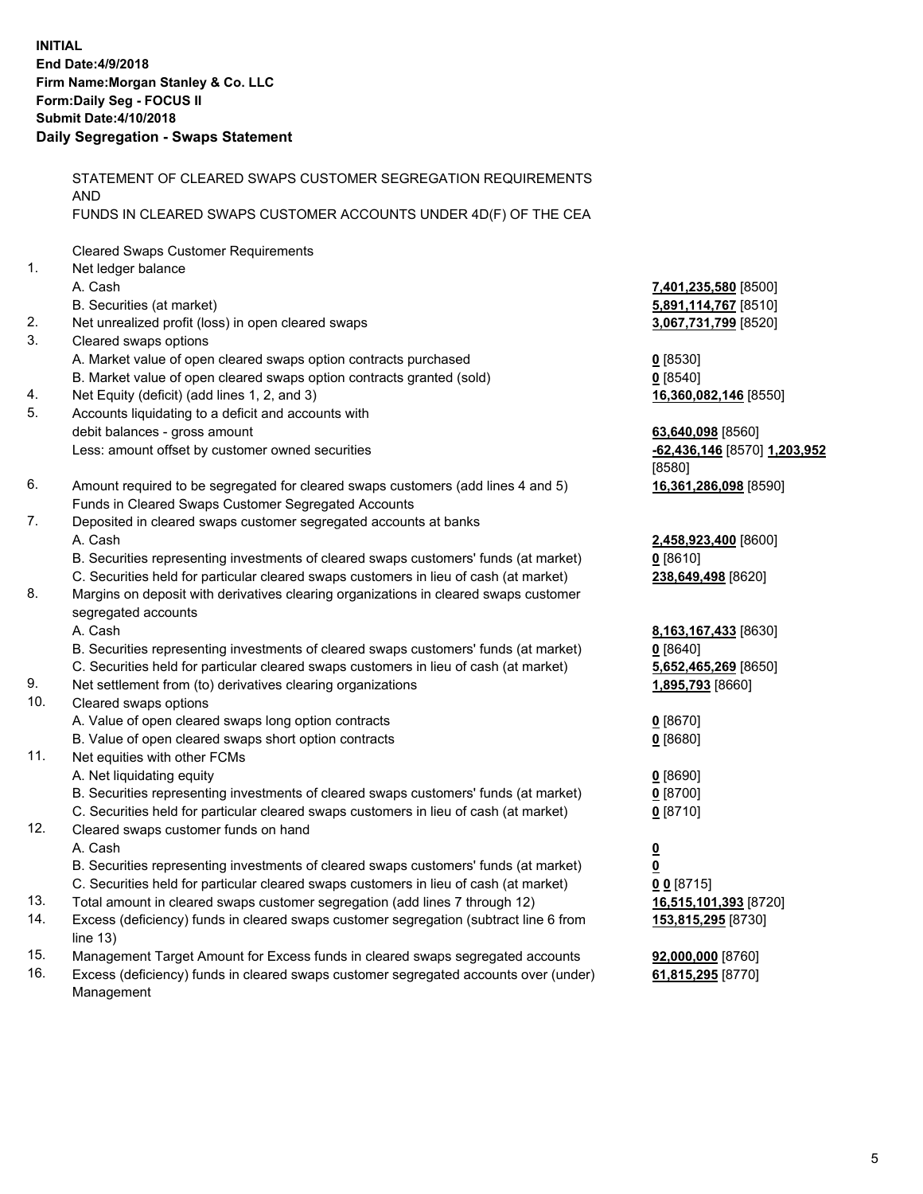**INITIAL**
**End Date:4/9/2018**
**Firm Name:Morgan Stanley & Co. LLC**
**Form:Daily Seg - FOCUS II**
**Submit Date:4/10/2018**
**Daily Segregation - Swaps Statement**

STATEMENT OF CLEARED SWAPS CUSTOMER SEGREGATION REQUIREMENTS AND FUNDS IN CLEARED SWAPS CUSTOMER ACCOUNTS UNDER 4D(F) OF THE CEA

| | | |
|---|---|---|
| | Cleared Swaps Customer Requirements | |
| 1. | Net ledger balance | |
| | A. Cash | **7,401,235,580** [8500] |
| | B. Securities (at market) | **5,891,114,767** [8510] |
| 2. | Net unrealized profit (loss) in open cleared swaps | **3,067,731,799** [8520] |
| 3. | Cleared swaps options | |
| | A. Market value of open cleared swaps option contracts purchased | **0** [8530] |
| | B. Market value of open cleared swaps option contracts granted (sold) | **0** [8540] |
| 4. | Net Equity (deficit) (add lines 1, 2, and 3) | **16,360,082,146** [8550] |
| 5. | Accounts liquidating to a deficit and accounts with debit balances - gross amount | **63,640,098** [8560] |
| | Less: amount offset by customer owned securities | **-62,436,146** [8570] **1,203,952** [8580] |
| 6. | Amount required to be segregated for cleared swaps customers (add lines 4 and 5) | **16,361,286,098** [8590] |
| | Funds in Cleared Swaps Customer Segregated Accounts | |
| 7. | Deposited in cleared swaps customer segregated accounts at banks | |
| | A. Cash | **2,458,923,400** [8600] |
| | B. Securities representing investments of cleared swaps customers' funds (at market) | **0** [8610] |
| | C. Securities held for particular cleared swaps customers in lieu of cash (at market) | **238,649,498** [8620] |
| 8. | Margins on deposit with derivatives clearing organizations in cleared swaps customer segregated accounts | |
| | A. Cash | **8,163,167,433** [8630] |
| | B. Securities representing investments of cleared swaps customers' funds (at market) | **0** [8640] |
| | C. Securities held for particular cleared swaps customers in lieu of cash (at market) | **5,652,465,269** [8650] |
| 9. | Net settlement from (to) derivatives clearing organizations | **1,895,793** [8660] |
| 10. | Cleared swaps options | |
| | A. Value of open cleared swaps long option contracts | **0** [8670] |
| | B. Value of open cleared swaps short option contracts | **0** [8680] |
| 11. | Net equities with other FCMs | |
| | A. Net liquidating equity | **0** [8690] |
| | B. Securities representing investments of cleared swaps customers' funds (at market) | **0** [8700] |
| | C. Securities held for particular cleared swaps customers in lieu of cash (at market) | **0** [8710] |
| 12. | Cleared swaps customer funds on hand | |
| | A. Cash | **0** |
| | B. Securities representing investments of cleared swaps customers' funds (at market) | **0** |
| | C. Securities held for particular cleared swaps customers in lieu of cash (at market) | **0** **0** [8715] |
| 13. | Total amount in cleared swaps customer segregation (add lines 7 through 12) | **16,515,101,393** [8720] |
| 14. | Excess (deficiency) funds in cleared swaps customer segregation (subtract line 6 from line 13) | **153,815,295** [8730] |
| 15. | Management Target Amount for Excess funds in cleared swaps segregated accounts | **92,000,000** [8760] |
| 16. | Excess (deficiency) funds in cleared swaps customer segregated accounts over (under) Management | **61,815,295** [8770] |